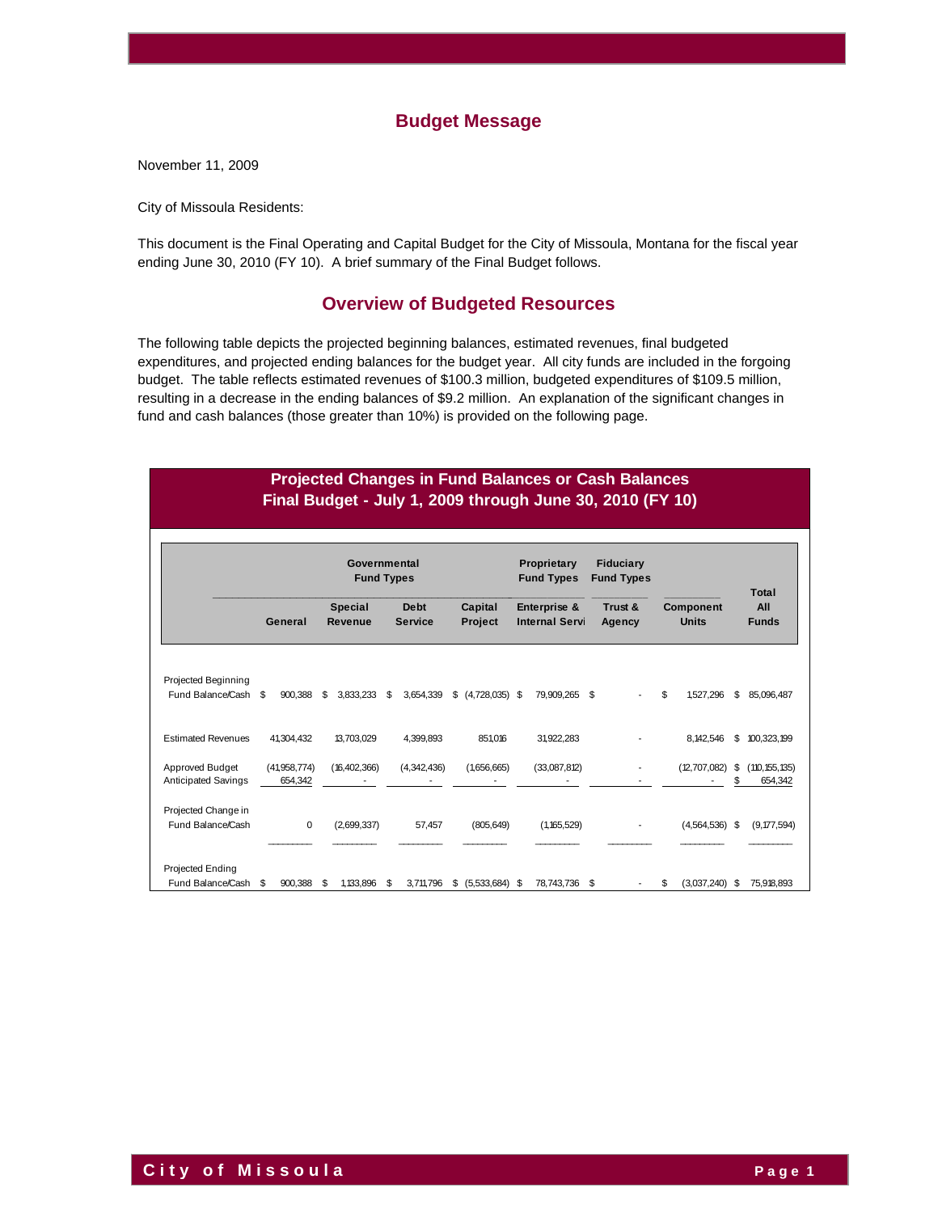## Budget Message

November 11, 2009

City of Missoula Residents:

This document is the Final Operating and Capital Budget for the City of Missoula, Montana for the fiscal year ending June 30, 2010 (FY 10). A brief summary of the Final Budget follows.

## Overview of Budgeted Resources

The following table depicts the projected beginning balances, estimated revenues, final budgeted expenditures, and projected ending balances for the budget year. All city funds are included in the forgoing budget. The table reflects estimated revenues of $100.3 million, budgeted expenditures of $109.5 million, resulting in a decrease in the ending balances of $9.2 million. An explanation of the significant changes in fund and cash balances (those greater than 10%) is provided on the following page.

### Projected Changes in Fund Balances or Cash Balances
### Final Budget - July 1, 2009 through June 30, 2010 (FY 10)

| | Governmental Fund Types | | | | Proprietary Fund Types | Fiduciary Fund Types | | |
|---|---|---|---|---|---|---|---|---|
| | General | Special Revenue | Debt Service | Capital Project | Enterprise & Internal Servi | Trust & Agency | Component Units | Total All Funds |
| Projected Beginning Fund Balance/Cash | $ 900,388 | $ 3,833,233 | $ 3,654,339 | $ (4,728,035) | $ 79,909,265 | $ - | $ 1,527,296 | $ 85,096,487 |
| Estimated Revenues | 41,304,432 | 13,703,029 | 4,399,893 | 851,016 | 31,922,283 | - | 8,142,546 | $ 100,323,199 |
| Approved Budget | (41,958,774) | (16,402,366) | (4,342,436) | (1,656,665) | (33,087,812) | - | (12,707,082) | $ (110,155,135) |
| Anticipated Savings | 654,342 | - | - | - | - | - | - | $ 654,342 |
| Projected Change in Fund Balance/Cash | 0 | (2,699,337) | 57,457 | (805,649) | (1,165,529) | - | (4,564,536) | $ (9,177,594) |
| Projected Ending Fund Balance/Cash | $ 900,388 | $ 1,133,896 | $ 3,711,796 | $ (5,533,684) | $ 78,743,736 | $ - | $ (3,037,240) | $ 75,918,893 |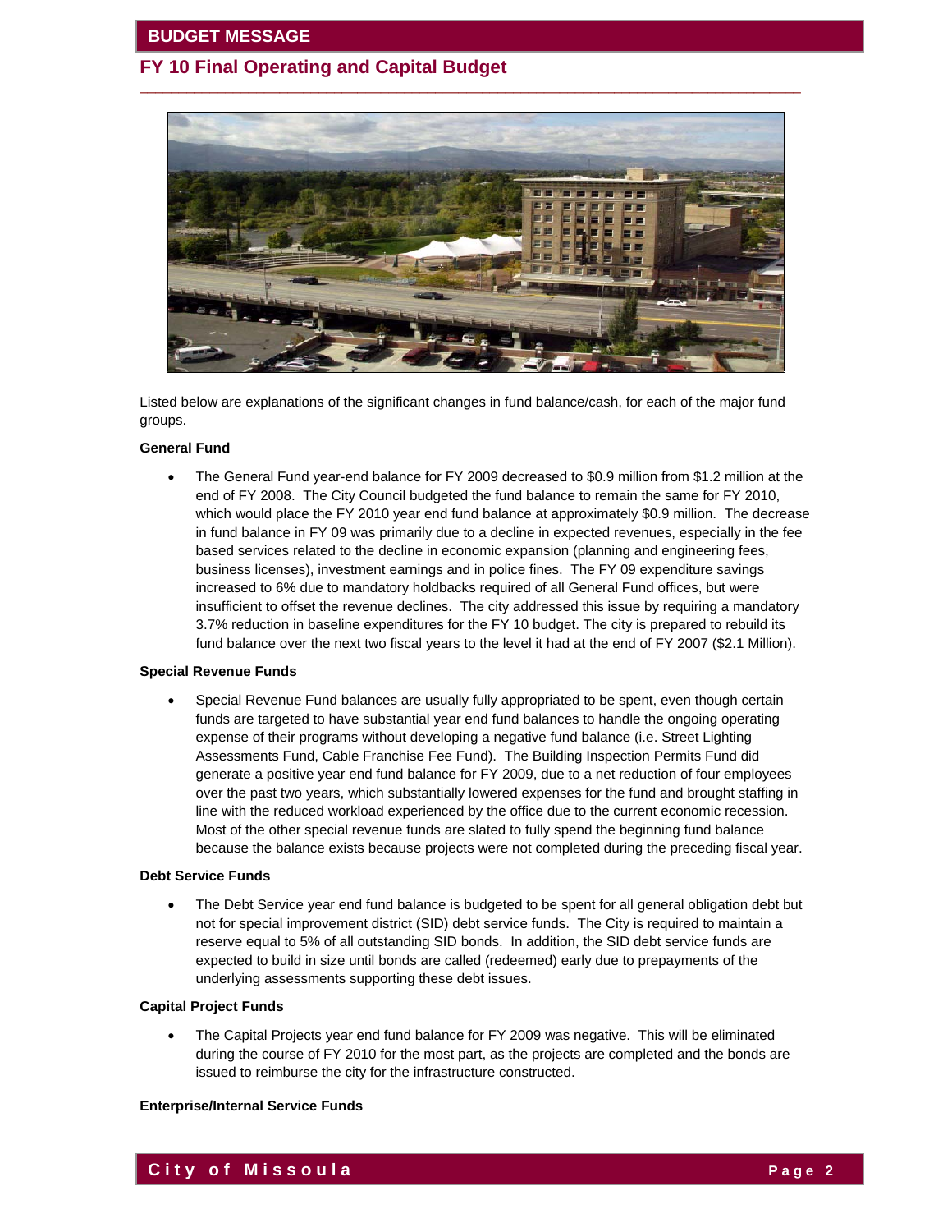Listed below are explanations of the significant changes in fund balance/cash, for each of the major fund groups.

**General Fund**

- The General Fund year-end balance for FY 2009 decreased to $0.9 million from $1.2 million at the end of FY 2008. The City Council budgeted the fund balance to remain the same for FY 2010, which would place the FY 2010 year end fund balance at approximately $0.9 million. The decrease in fund balance in FY 09 was primarily due to a decline in expected revenues, especially in the fee based services related to the decline in economic expansion (planning and engineering fees, business licenses), investment earnings and in police fines. The FY 09 expenditure savings increased to 6% due to mandatory holdbacks required of all General Fund offices, but were insufficient to offset the revenue declines. The city addressed this issue by requiring a mandatory 3.7% reduction in baseline expenditures for the FY 10 budget. The city is prepared to rebuild its fund balance over the next two fiscal years to the level it had at the end of FY 2007 ($2.1 Million).

**Special Revenue Funds**

- Special Revenue Fund balances are usually fully appropriated to be spent, even though certain funds are targeted to have substantial year end fund balances to handle the ongoing operating expense of their programs without developing a negative fund balance (i.e. Street Lighting Assessments Fund, Cable Franchise Fee Fund). The Building Inspection Permits Fund did generate a positive year end fund balance for FY 2009, due to a net reduction of four employees over the past two years, which substantially lowered expenses for the fund and brought staffing in line with the reduced workload experienced by the office due to the current economic recession. Most of the other special revenue funds are slated to fully spend the beginning fund balance because the balance exists because projects were not completed during the preceding fiscal year.

**Debt Service Funds**

- The Debt Service year end fund balance is budgeted to be spent for all general obligation debt but not for special improvement district (SID) debt service funds. The City is required to maintain a reserve equal to 5% of all outstanding SID bonds. In addition, the SID debt service funds are expected to build in size until bonds are called (redeemed) early due to prepayments of the underlying assessments supporting these debt issues.

**Capital Project Funds**

- The Capital Projects year end fund balance for FY 2009 was negative. This will be eliminated during the course of FY 2010 for the most part, as the projects are completed and the bonds are issued to reimburse the city for the infrastructure constructed.

**Enterprise/Internal Service Funds**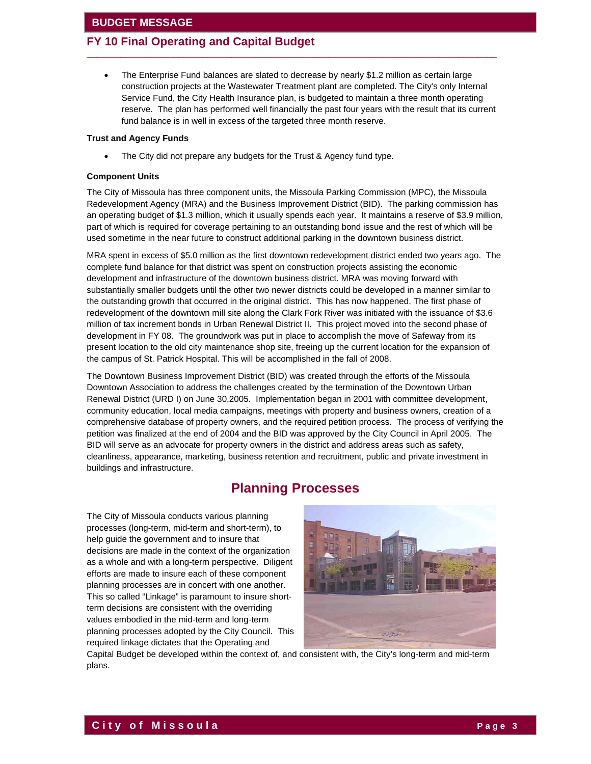- The Enterprise Fund balances are slated to decrease by nearly $1.2 million as certain large construction projects at the Wastewater Treatment plant are completed. The City's only Internal Service Fund, the City Health Insurance plan, is budgeted to maintain a three month operating reserve. The plan has performed well financially the past four years with the result that its current fund balance is in well in excess of the targeted three month reserve.

**Trust and Agency Funds**

- The City did not prepare any budgets for the Trust & Agency fund type.

**Component Units**

The City of Missoula has three component units, the Missoula Parking Commission (MPC), the Missoula Redevelopment Agency (MRA) and the Business Improvement District (BID). The parking commission has an operating budget of $1.3 million, which it usually spends each year. It maintains a reserve of $3.9 million, part of which is required for coverage pertaining to an outstanding bond issue and the rest of which will be used sometime in the near future to construct additional parking in the downtown business district.

MRA spent in excess of $5.0 million as the first downtown redevelopment district ended two years ago. The complete fund balance for that district was spent on construction projects assisting the economic development and infrastructure of the downtown business district. MRA was moving forward with substantially smaller budgets until the other two newer districts could be developed in a manner similar to the outstanding growth that occurred in the original district. This has now happened. The first phase of redevelopment of the downtown mill site along the Clark Fork River was initiated with the issuance of $3.6 million of tax increment bonds in Urban Renewal District II. This project moved into the second phase of development in FY 08. The groundwork was put in place to accomplish the move of Safeway from its present location to the old city maintenance shop site, freeing up the current location for the expansion of the campus of St. Patrick Hospital. This will be accomplished in the fall of 2008.

The Downtown Business Improvement District (BID) was created through the efforts of the Missoula Downtown Association to address the challenges created by the termination of the Downtown Urban Renewal District (URD I) on June 30,2005. Implementation began in 2001 with committee development, community education, local media campaigns, meetings with property and business owners, creation of a comprehensive database of property owners, and the required petition process. The process of verifying the petition was finalized at the end of 2004 and the BID was approved by the City Council in April 2005. The BID will serve as an advocate for property owners in the district and address areas such as safety, cleanliness, appearance, marketing, business retention and recruitment, public and private investment in buildings and infrastructure.

## Planning Processes

The City of Missoula conducts various planning processes (long-term, mid-term and short-term), to help guide the government and to insure that decisions are made in the context of the organization as a whole and with a long-term perspective. Diligent efforts are made to insure each of these component planning processes are in concert with one another. This so called "Linkage" is paramount to insure short-term decisions are consistent with the overriding values embodied in the mid-term and long-term planning processes adopted by the City Council. This required linkage dictates that the Operating and Capital Budget be developed within the context of, and consistent with, the City's long-term and mid-term plans.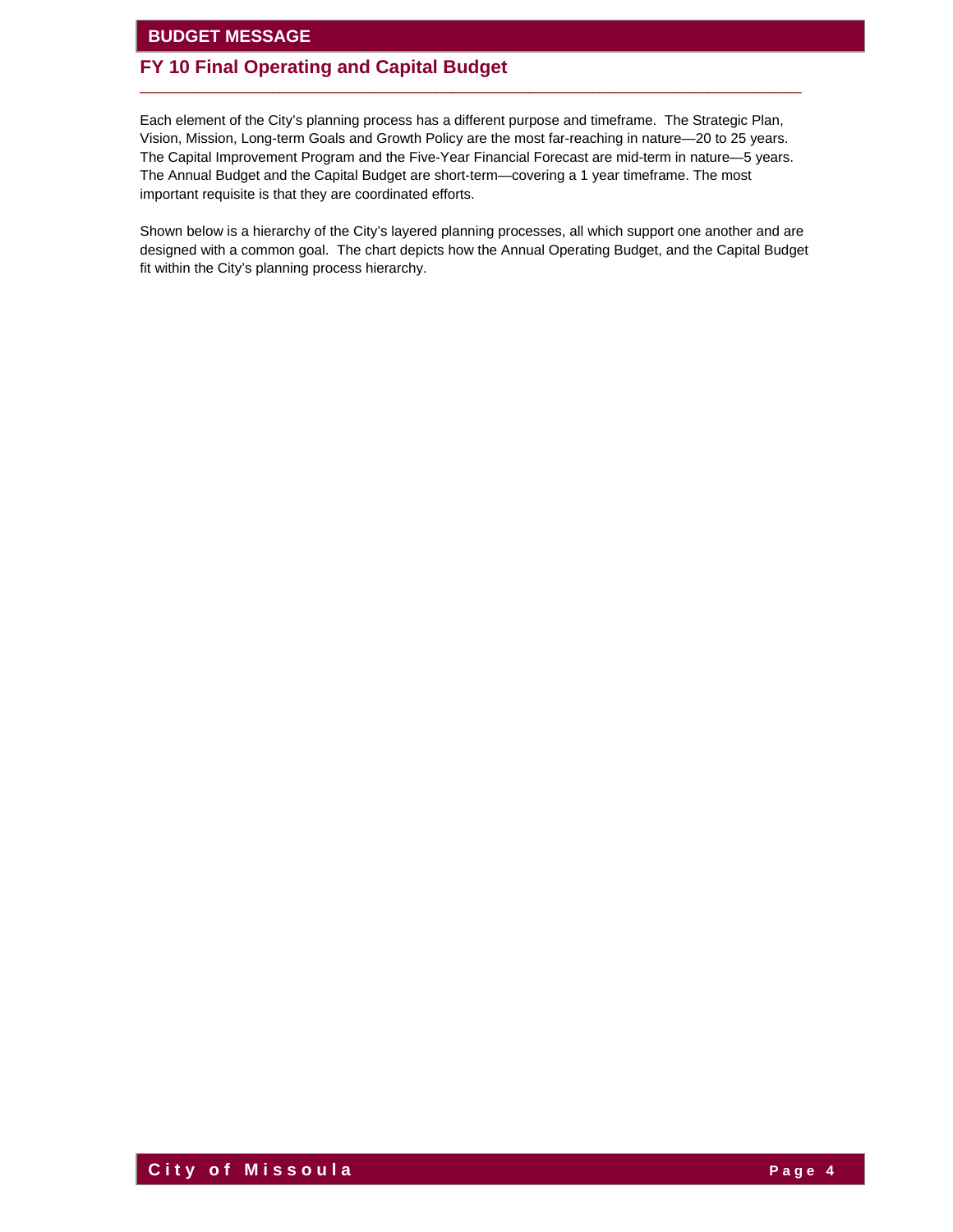# BUDGET MESSAGE

## FY 10 Final Operating and Capital Budget

Each element of the City's planning process has a different purpose and timeframe. The Strategic Plan, Vision, Mission, Long-term Goals and Growth Policy are the most far-reaching in nature—20 to 25 years. The Capital Improvement Program and the Five-Year Financial Forecast are mid-term in nature—5 years. The Annual Budget and the Capital Budget are short-term—covering a 1 year timeframe. The most important requisite is that they are coordinated efforts.

Shown below is a hierarchy of the City's layered planning processes, all which support one another and are designed with a common goal. The chart depicts how the Annual Operating Budget, and the Capital Budget fit within the City's planning process hierarchy.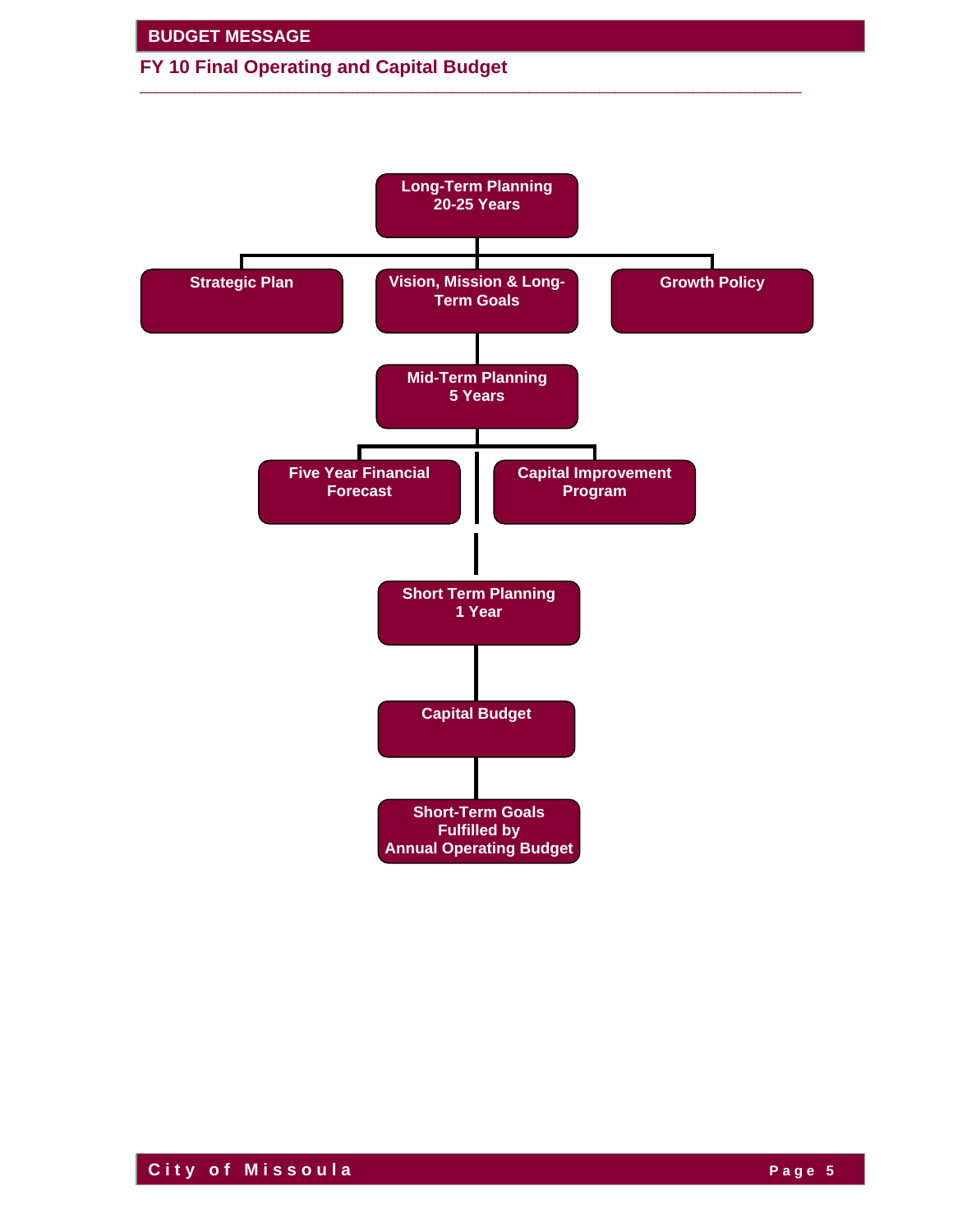# BUDGET MESSAGE

## FY 10 Final Operating and Capital Budget

- **Long-Term Planning 20-25 Years**
  - Strategic Plan
  - Vision, Mission & Long-Term Goals
  - Growth Policy
- **Mid-Term Planning 5 Years**
  - Five Year Financial Forecast
  - Capital Improvement Program
- **Short Term Planning 1 Year**
  - Capital Budget
  - Short-Term Goals Fulfilled by Annual Operating Budget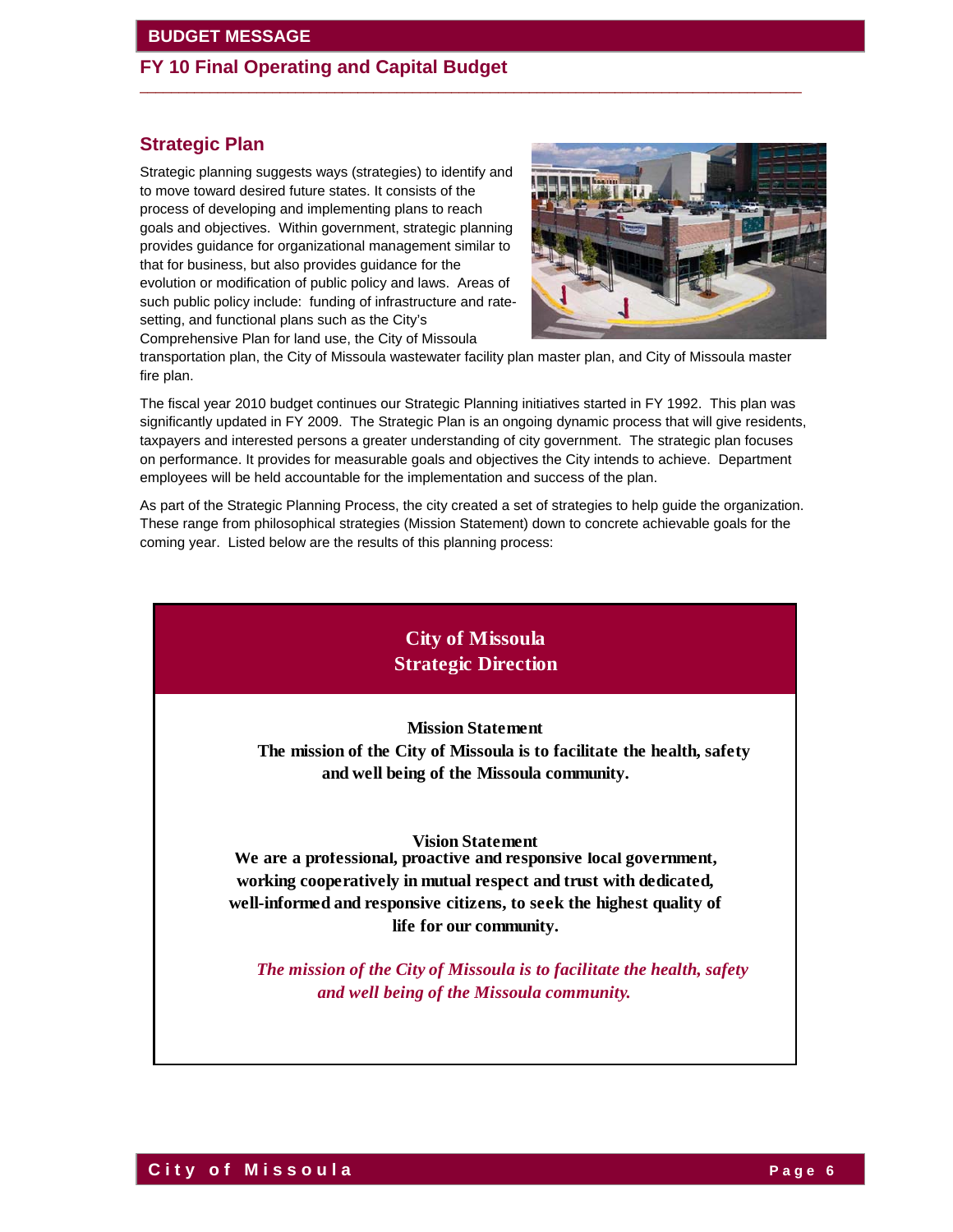## Strategic Plan

Strategic planning suggests ways (strategies) to identify and to move toward desired future states. It consists of the process of developing and implementing plans to reach goals and objectives. Within government, strategic planning provides guidance for organizational management similar to that for business, but also provides guidance for the evolution or modification of public policy and laws. Areas of such public policy include: funding of infrastructure and rate-setting, and functional plans such as the City's Comprehensive Plan for land use, the City of Missoula transportation plan, the City of Missoula wastewater facility plan master plan, and City of Missoula master fire plan.

The fiscal year 2010 budget continues our Strategic Planning initiatives started in FY 1992. This plan was significantly updated in FY 2009. The Strategic Plan is an ongoing dynamic process that will give residents, taxpayers and interested persons a greater understanding of city government. The strategic plan focuses on performance. It provides for measurable goals and objectives the City intends to achieve. Department employees will be held accountable for the implementation and success of the plan.

As part of the Strategic Planning Process, the city created a set of strategies to help guide the organization. These range from philosophical strategies (Mission Statement) down to concrete achievable goals for the coming year. Listed below are the results of this planning process:

### City of Missoula Strategic Direction

**Mission Statement**

**The mission of the City of Missoula is to facilitate the health, safety and well being of the Missoula community.**

**Vision Statement**

**We are a professional, proactive and responsive local government, working cooperatively in mutual respect and trust with dedicated, well-informed and responsive citizens, to seek the highest quality of life for our community.**

***The mission of the City of Missoula is to facilitate the health, safety and well being of the Missoula community.***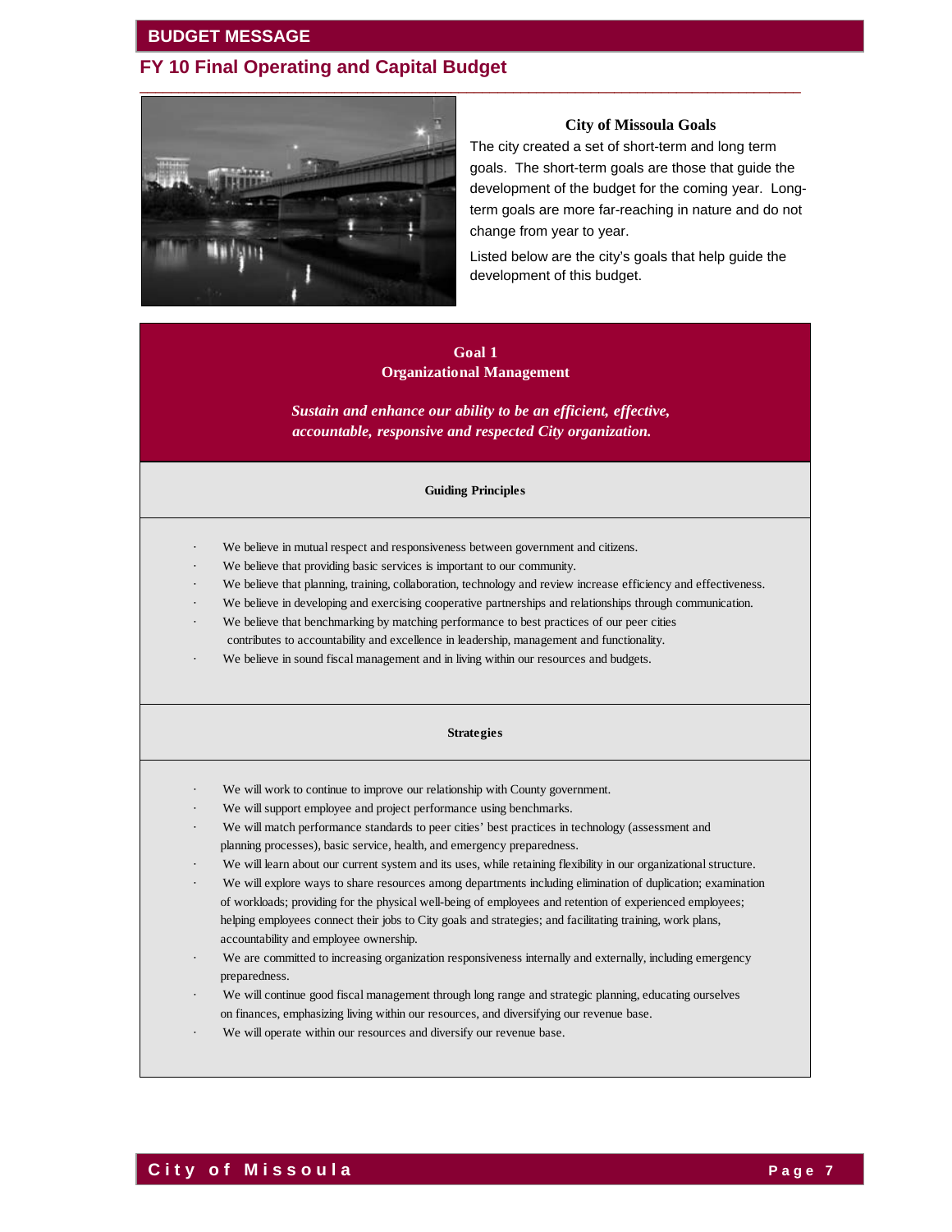# BUDGET MESSAGE

## FY 10 Final Operating and Capital Budget

### City of Missoula Goals

The city created a set of short-term and long term goals. The short-term goals are those that guide the development of the budget for the coming year. Long-term goals are more far-reaching in nature and do not change from year to year.

Listed below are the city's goals that help guide the development of this budget.

### Goal 1
### Organizational Management

***Sustain and enhance our ability to be an efficient, effective, accountable, responsive and respected City organization.***

#### Guiding Principles

- We believe in mutual respect and responsiveness between government and citizens.
- We believe that providing basic services is important to our community.
- We believe that planning, training, collaboration, technology and review increase efficiency and effectiveness.
- We believe in developing and exercising cooperative partnerships and relationships through communication.
- We believe that benchmarking by matching performance to best practices of our peer cities contributes to accountability and excellence in leadership, management and functionality.
- We believe in sound fiscal management and in living within our resources and budgets.

#### Strategies

- We will work to continue to improve our relationship with County government.
- We will support employee and project performance using benchmarks.
- We will match performance standards to peer cities' best practices in technology (assessment and planning processes), basic service, health, and emergency preparedness.
- We will learn about our current system and its uses, while retaining flexibility in our organizational structure.
- We will explore ways to share resources among departments including elimination of duplication; examination of workloads; providing for the physical well-being of employees and retention of experienced employees; helping employees connect their jobs to City goals and strategies; and facilitating training, work plans, accountability and employee ownership.
- We are committed to increasing organization responsiveness internally and externally, including emergency preparedness.
- We will continue good fiscal management through long range and strategic planning, educating ourselves on finances, emphasizing living within our resources, and diversifying our revenue base.
- We will operate within our resources and diversify our revenue base.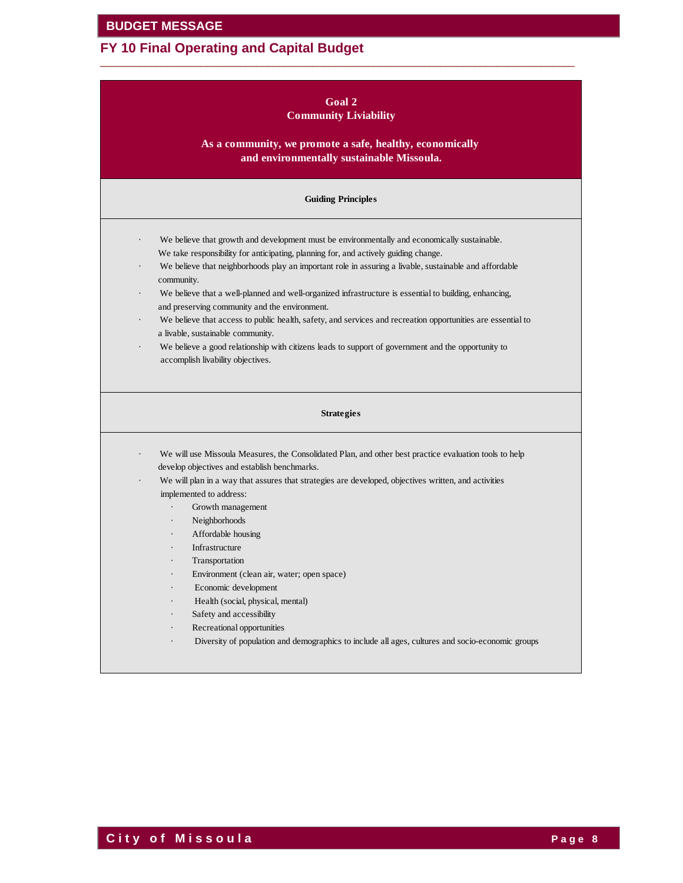## Goal 2
## Community Liviability

**As a community, we promote a safe, healthy, economically and environmentally sustainable Missoula.**

### Guiding Principles

- We believe that growth and development must be environmentally and economically sustainable. We take responsibility for anticipating, planning for, and actively guiding change.
- We believe that neighborhoods play an important role in assuring a livable, sustainable and affordable community.
- We believe that a well-planned and well-organized infrastructure is essential to building, enhancing, and preserving community and the environment.
- We believe that access to public health, safety, and services and recreation opportunities are essential to a livable, sustainable community.
- We believe a good relationship with citizens leads to support of government and the opportunity to accomplish livability objectives.

### Strategies

- We will use Missoula Measures, the Consolidated Plan, and other best practice evaluation tools to help develop objectives and establish benchmarks.
- We will plan in a way that assures that strategies are developed, objectives written, and activities implemented to address:
  - Growth management
  - Neighborhoods
  - Affordable housing
  - Infrastructure
  - Transportation
  - Environment (clean air, water; open space)
  - Economic development
  - Health (social, physical, mental)
  - Safety and accessibility
  - Recreational opportunities
  - Diversity of population and demographics to include all ages, cultures and socio-economic groups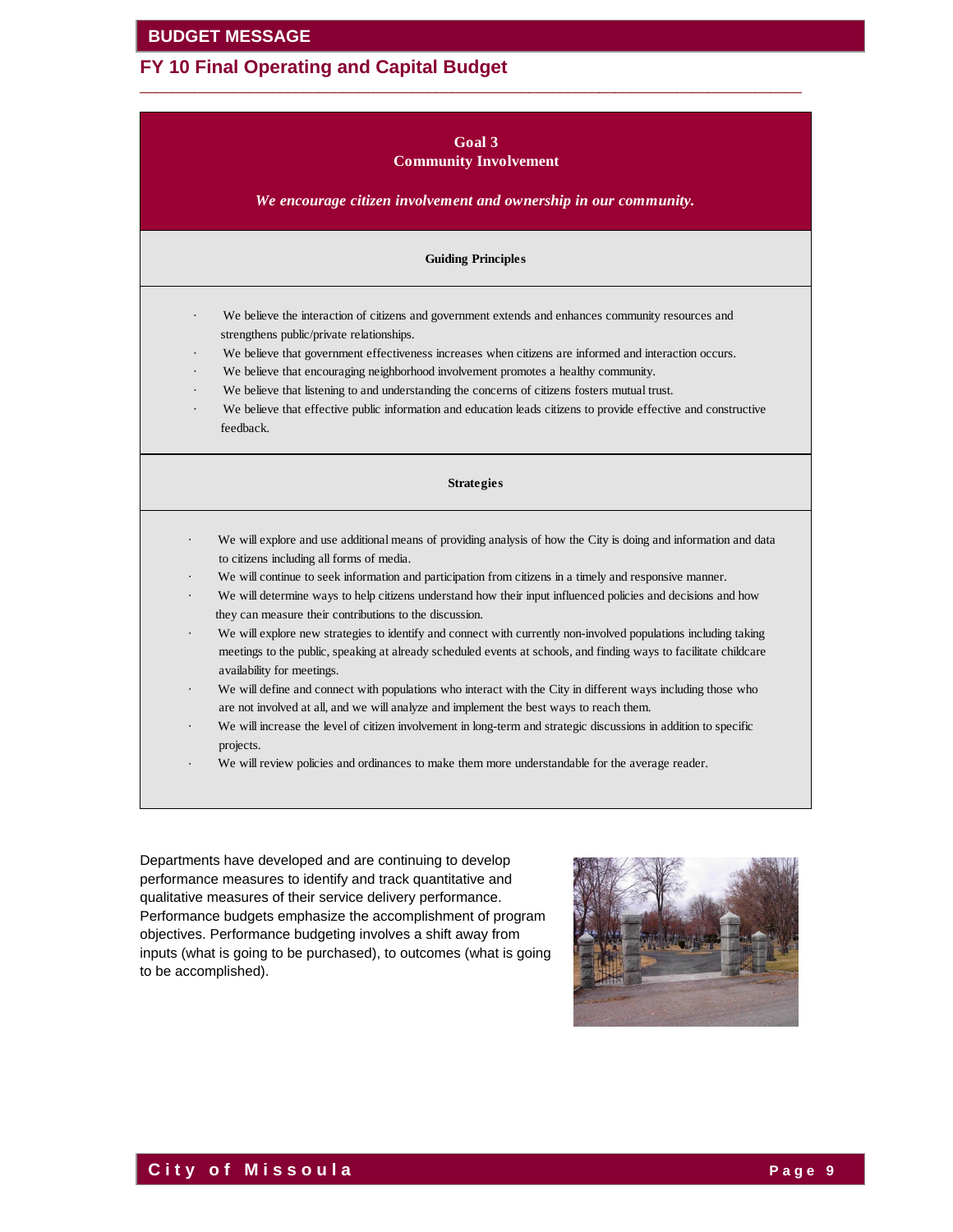## Goal 3
## Community Involvement

*We encourage citizen involvement and ownership in our community.*

**Guiding Principles**

- We believe the interaction of citizens and government extends and enhances community resources and strengthens public/private relationships.
- We believe that government effectiveness increases when citizens are informed and interaction occurs.
- We believe that encouraging neighborhood involvement promotes a healthy community.
- We believe that listening to and understanding the concerns of citizens fosters mutual trust.
- We believe that effective public information and education leads citizens to provide effective and constructive feedback.

**Strategies**

- We will explore and use additional means of providing analysis of how the City is doing and information and data to citizens including all forms of media.
- We will continue to seek information and participation from citizens in a timely and responsive manner.
- We will determine ways to help citizens understand how their input influenced policies and decisions and how they can measure their contributions to the discussion.
- We will explore new strategies to identify and connect with currently non-involved populations including taking meetings to the public, speaking at already scheduled events at schools, and finding ways to facilitate childcare availability for meetings.
- We will define and connect with populations who interact with the City in different ways including those who are not involved at all, and we will analyze and implement the best ways to reach them.
- We will increase the level of citizen involvement in long-term and strategic discussions in addition to specific projects.
- We will review policies and ordinances to make them more understandable for the average reader.

Departments have developed and are continuing to develop performance measures to identify and track quantitative and qualitative measures of their service delivery performance. Performance budgets emphasize the accomplishment of program objectives. Performance budgeting involves a shift away from inputs (what is going to be purchased), to outcomes (what is going to be accomplished).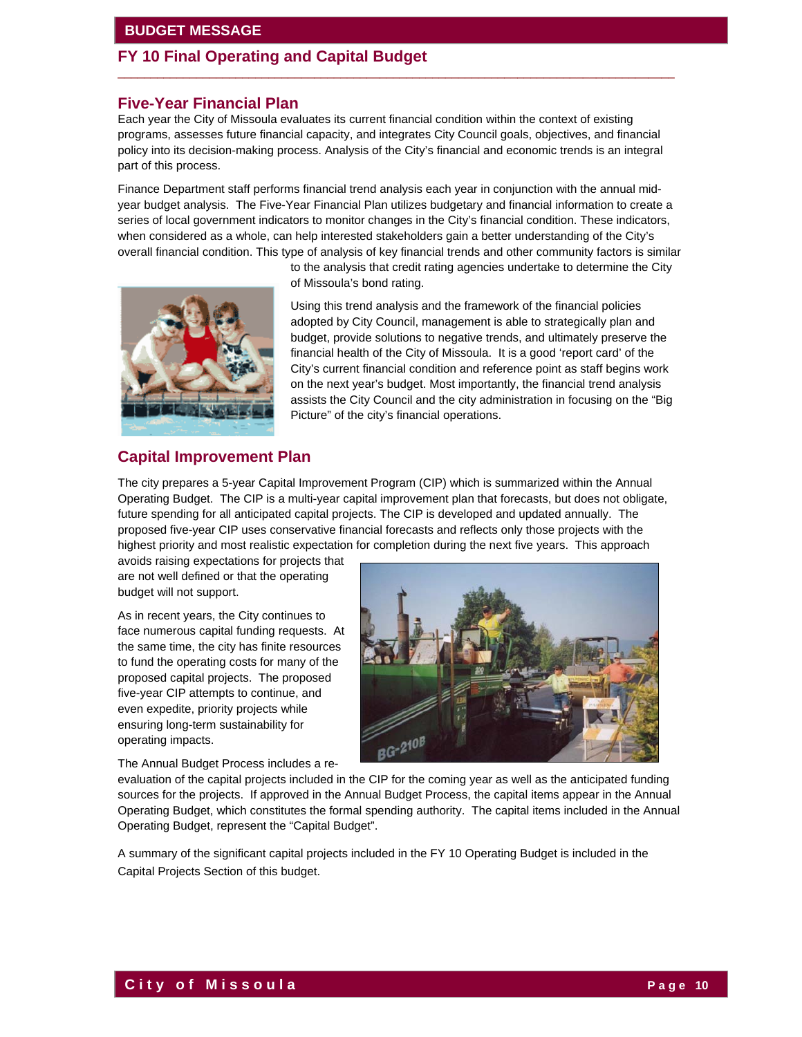## Five-Year Financial Plan

Each year the City of Missoula evaluates its current financial condition within the context of existing programs, assesses future financial capacity, and integrates City Council goals, objectives, and financial policy into its decision-making process. Analysis of the City's financial and economic trends is an integral part of this process.

Finance Department staff performs financial trend analysis each year in conjunction with the annual mid-year budget analysis. The Five-Year Financial Plan utilizes budgetary and financial information to create a series of local government indicators to monitor changes in the City's financial condition. These indicators, when considered as a whole, can help interested stakeholders gain a better understanding of the City's overall financial condition. This type of analysis of key financial trends and other community factors is similar to the analysis that credit rating agencies undertake to determine the City of Missoula's bond rating.

Using this trend analysis and the framework of the financial policies adopted by City Council, management is able to strategically plan and budget, provide solutions to negative trends, and ultimately preserve the financial health of the City of Missoula. It is a good 'report card' of the City's current financial condition and reference point as staff begins work on the next year's budget. Most importantly, the financial trend analysis assists the City Council and the city administration in focusing on the "Big Picture" of the city's financial operations.

## Capital Improvement Plan

The city prepares a 5-year Capital Improvement Program (CIP) which is summarized within the Annual Operating Budget. The CIP is a multi-year capital improvement plan that forecasts, but does not obligate, future spending for all anticipated capital projects. The CIP is developed and updated annually. The proposed five-year CIP uses conservative financial forecasts and reflects only those projects with the highest priority and most realistic expectation for completion during the next five years. This approach avoids raising expectations for projects that are not well defined or that the operating budget will not support.

As in recent years, the City continues to face numerous capital funding requests. At the same time, the city has finite resources to fund the operating costs for many of the proposed capital projects. The proposed five-year CIP attempts to continue, and even expedite, priority projects while ensuring long-term sustainability for operating impacts.

The Annual Budget Process includes a re-evaluation of the capital projects included in the CIP for the coming year as well as the anticipated funding sources for the projects. If approved in the Annual Budget Process, the capital items appear in the Annual Operating Budget, which constitutes the formal spending authority. The capital items included in the Annual Operating Budget, represent the "Capital Budget".

A summary of the significant capital projects included in the FY 10 Operating Budget is included in the Capital Projects Section of this budget.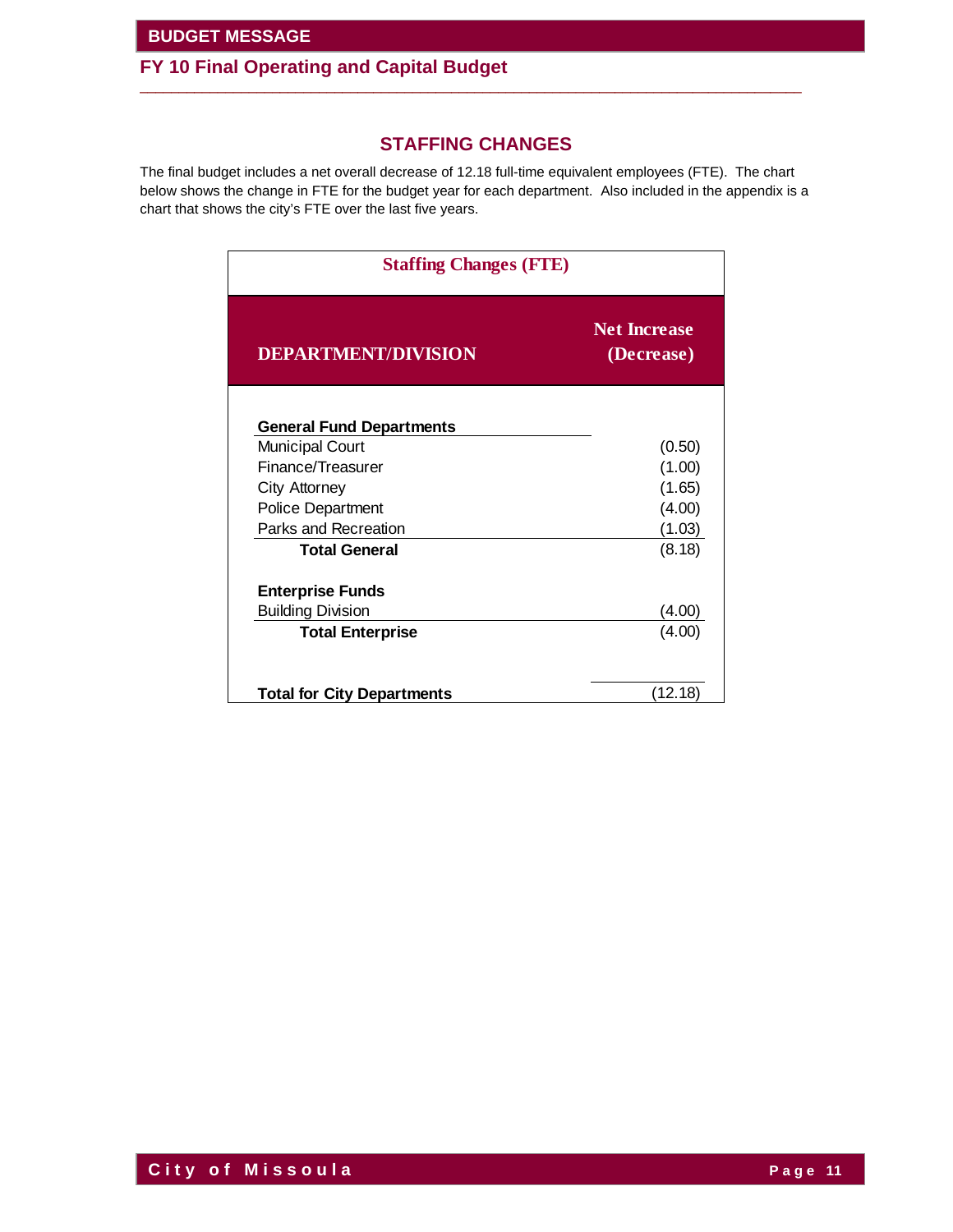## STAFFING CHANGES

The final budget includes a net overall decrease of 12.18 full-time equivalent employees (FTE). The chart below shows the change in FTE for the budget year for each department. Also included in the appendix is a chart that shows the city's FTE over the last five years.

**Staffing Changes (FTE)**

| DEPARTMENT/DIVISION | Net Increase (Decrease) |
|---|---|
| **General Fund Departments** | |
| Municipal Court | (0.50) |
| Finance/Treasurer | (1.00) |
| City Attorney | (1.65) |
| Police Department | (4.00) |
| Parks and Recreation | (1.03) |
| **Total General** | (8.18) |
| **Enterprise Funds** | |
| Building Division | (4.00) |
| **Total Enterprise** | (4.00) |
| **Total for City Departments** | (12.18) |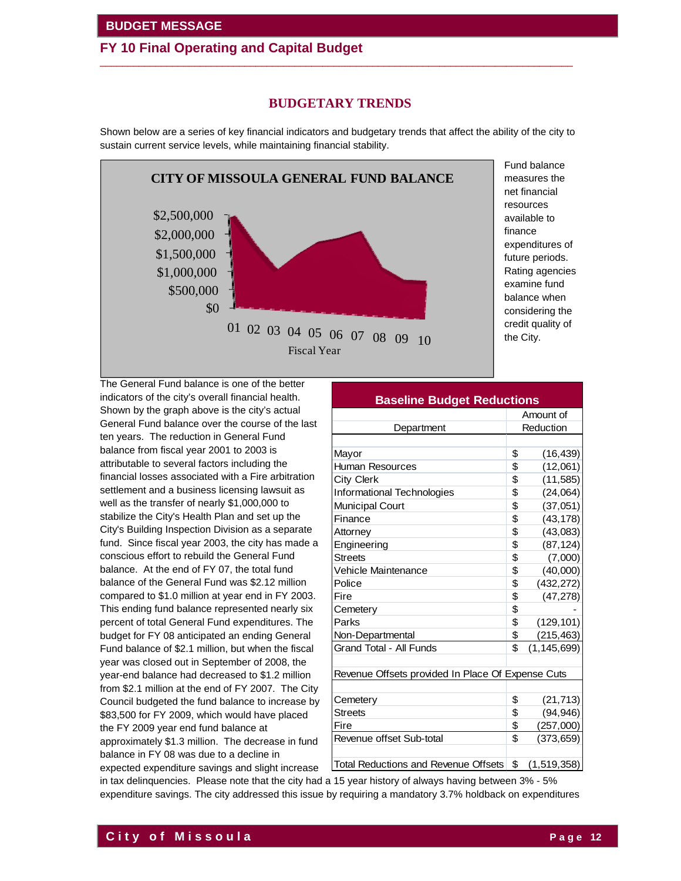## BUDGETARY TRENDS

Shown below are a series of key financial indicators and budgetary trends that affect the ability of the city to sustain current service levels, while maintaining financial stability.

**CITY OF MISSOULA GENERAL FUND BALANCE**

Fund balance measures the net financial resources available to finance expenditures of future periods. Rating agencies examine fund balance when considering the credit quality of the City.

The General Fund balance is one of the better indicators of the city's overall financial health. Shown by the graph above is the city's actual General Fund balance over the course of the last ten years. The reduction in General Fund balance from fiscal year 2001 to 2003 is attributable to several factors including the financial losses associated with a Fire arbitration settlement and a business licensing lawsuit as well as the transfer of nearly $1,000,000 to stabilize the City's Health Plan and set up the City's Building Inspection Division as a separate fund. Since fiscal year 2003, the city has made a conscious effort to rebuild the General Fund balance. At the end of FY 07, the total fund balance of the General Fund was $2.12 million compared to $1.0 million at year end in FY 2003. This ending fund balance represented nearly six percent of total General Fund expenditures. The budget for FY 08 anticipated an ending General Fund balance of $2.1 million, but when the fiscal year was closed out in September of 2008, the year-end balance had decreased to $1.2 million from $2.1 million at the end of FY 2007. The City Council budgeted the fund balance to increase by $83,500 for FY 2009, which would have placed the FY 2009 year end fund balance at approximately $1.3 million. The decrease in fund balance in FY 08 was due to a decline in expected expenditure savings and slight increase in tax delinquencies. Please note that the city had a 15 year history of always having between 3% - 5% expenditure savings. The city addressed this issue by requiring a mandatory 3.7% holdback on expenditures

**Baseline Budget Reductions**

| Department | Amount of Reduction |
|---|---|
| Mayor | $ (16,439) |
| Human Resources | $ (12,061) |
| City Clerk | $ (11,585) |
| Informational Technologies | $ (24,064) |
| Municipal Court | $ (37,051) |
| Finance | $ (43,178) |
| Attorney | $ (43,083) |
| Engineering | $ (87,124) |
| Streets | $ (7,000) |
| Vehicle Maintenance | $ (40,000) |
| Police | $ (432,272) |
| Fire | $ (47,278) |
| Cemetery | $ - |
| Parks | $ (129,101) |
| Non-Departmental | $ (215,463) |
| Grand Total - All Funds | $ (1,145,699) |
| | |
| Revenue Offsets provided In Place Of Expense Cuts | |
| | |
| Cemetery | $ (21,713) |
| Streets | $ (94,946) |
| Fire | $ (257,000) |
| Revenue offset Sub-total | $ (373,659) |
| | |
| Total Reductions and Revenue Offsets | $ (1,519,358) |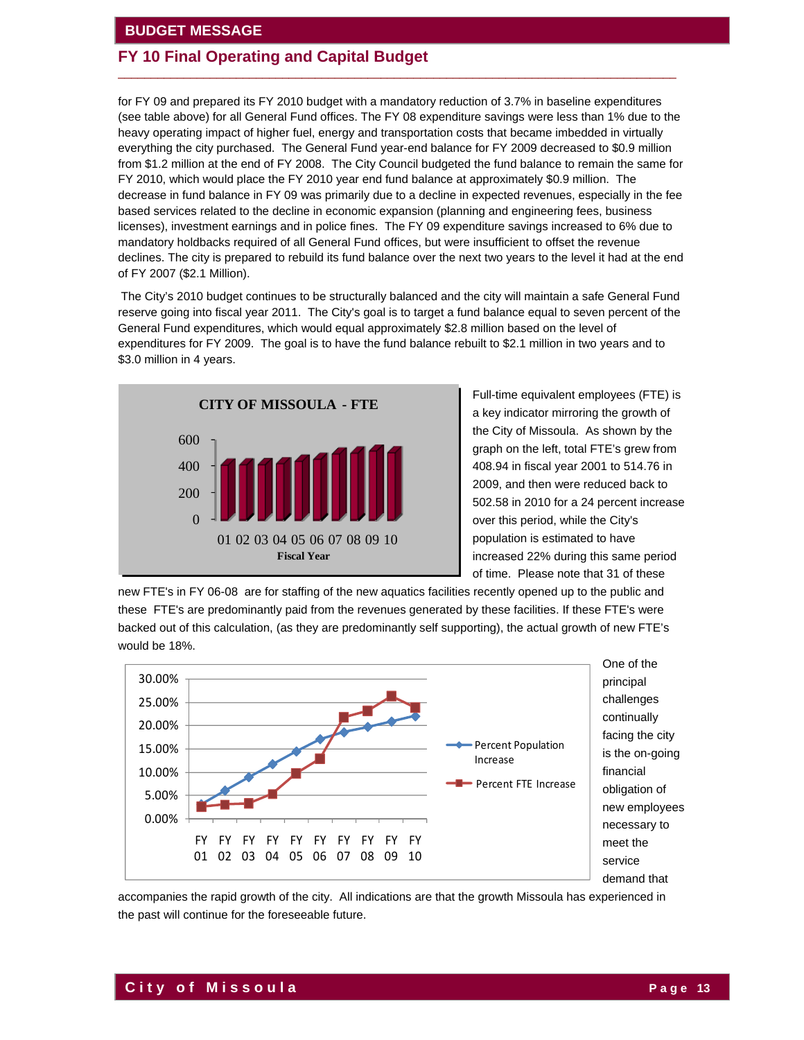for FY 09 and prepared its FY 2010 budget with a mandatory reduction of 3.7% in baseline expenditures (see table above) for all General Fund offices. The FY 08 expenditure savings were less than 1% due to the heavy operating impact of higher fuel, energy and transportation costs that became imbedded in virtually everything the city purchased. The General Fund year-end balance for FY 2009 decreased to $0.9 million from $1.2 million at the end of FY 2008. The City Council budgeted the fund balance to remain the same for FY 2010, which would place the FY 2010 year end fund balance at approximately $0.9 million. The decrease in fund balance in FY 09 was primarily due to a decline in expected revenues, especially in the fee based services related to the decline in economic expansion (planning and engineering fees, business licenses), investment earnings and in police fines. The FY 09 expenditure savings increased to 6% due to mandatory holdbacks required of all General Fund offices, but were insufficient to offset the revenue declines. The city is prepared to rebuild its fund balance over the next two years to the level it had at the end of FY 2007 ($2.1 Million).

The City's 2010 budget continues to be structurally balanced and the city will maintain a safe General Fund reserve going into fiscal year 2011. The City's goal is to target a fund balance equal to seven percent of the General Fund expenditures, which would equal approximately $2.8 million based on the level of expenditures for FY 2009. The goal is to have the fund balance rebuilt to $2.1 million in two years and to $3.0 million in 4 years.

Full-time equivalent employees (FTE) is a key indicator mirroring the growth of the City of Missoula. As shown by the graph on the left, total FTE's grew from 408.94 in fiscal year 2001 to 514.76 in 2009, and then were reduced back to 502.58 in 2010 for a 24 percent increase over this period, while the City's population is estimated to have increased 22% during this same period of time. Please note that 31 of these new FTE's in FY 06-08 are for staffing of the new aquatics facilities recently opened up to the public and these FTE's are predominantly paid from the revenues generated by these facilities. If these FTE's were backed out of this calculation, (as they are predominantly self supporting), the actual growth of new FTE's would be 18%.

One of the principal challenges continually facing the city is the on-going financial obligation of new employees necessary to meet the service demand that accompanies the rapid growth of the city. All indications are that the growth Missoula has experienced in the past will continue for the foreseeable future.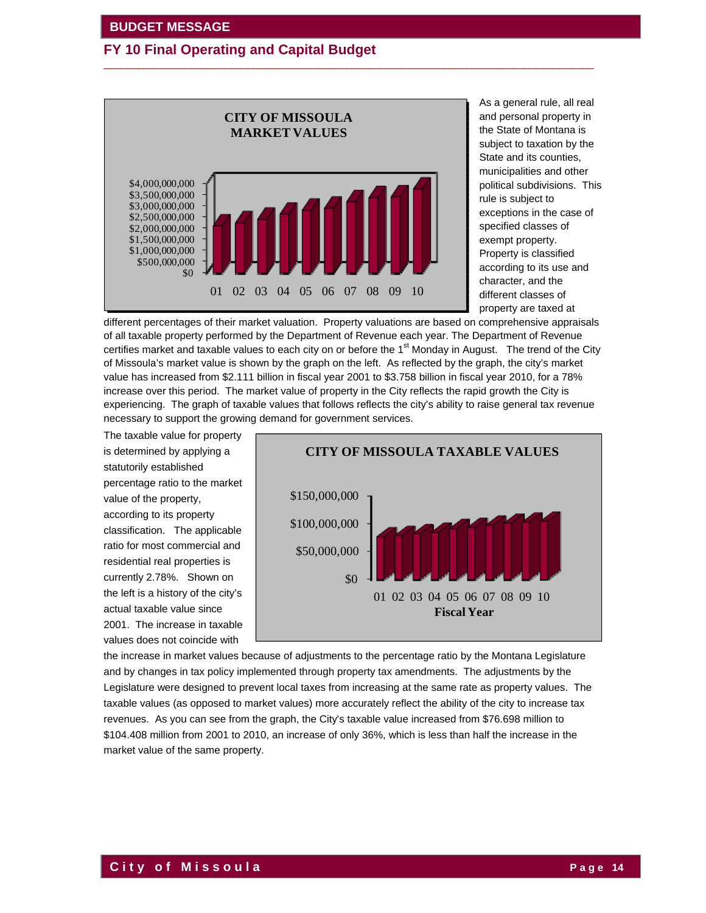As a general rule, all real and personal property in the State of Montana is subject to taxation by the State and its counties, municipalities and other political subdivisions. This rule is subject to exceptions in the case of specified classes of exempt property. Property is classified according to its use and character, and the different classes of property are taxed at different percentages of their market valuation. Property valuations are based on comprehensive appraisals of all taxable property performed by the Department of Revenue each year. The Department of Revenue certifies market and taxable values to each city on or before the 1st Monday in August. The trend of the City of Missoula's market value is shown by the graph on the left. As reflected by the graph, the city's market value has increased from $2.111 billion in fiscal year 2001 to $3.758 billion in fiscal year 2010, for a 78% increase over this period. The market value of property in the City reflects the rapid growth the City is experiencing. The graph of taxable values that follows reflects the city's ability to raise general tax revenue necessary to support the growing demand for government services.

The taxable value for property is determined by applying a statutorily established percentage ratio to the market value of the property, according to its property classification. The applicable ratio for most commercial and residential real properties is currently 2.78%. Shown on the left is a history of the city's actual taxable value since 2001. The increase in taxable values does not coincide with the increase in market values because of adjustments to the percentage ratio by the Montana Legislature and by changes in tax policy implemented through property tax amendments. The adjustments by the Legislature were designed to prevent local taxes from increasing at the same rate as property values. The taxable values (as opposed to market values) more accurately reflect the ability of the city to increase tax revenues. As you can see from the graph, the City's taxable value increased from $76.698 million to $104.408 million from 2001 to 2010, an increase of only 36%, which is less than half the increase in the market value of the same property.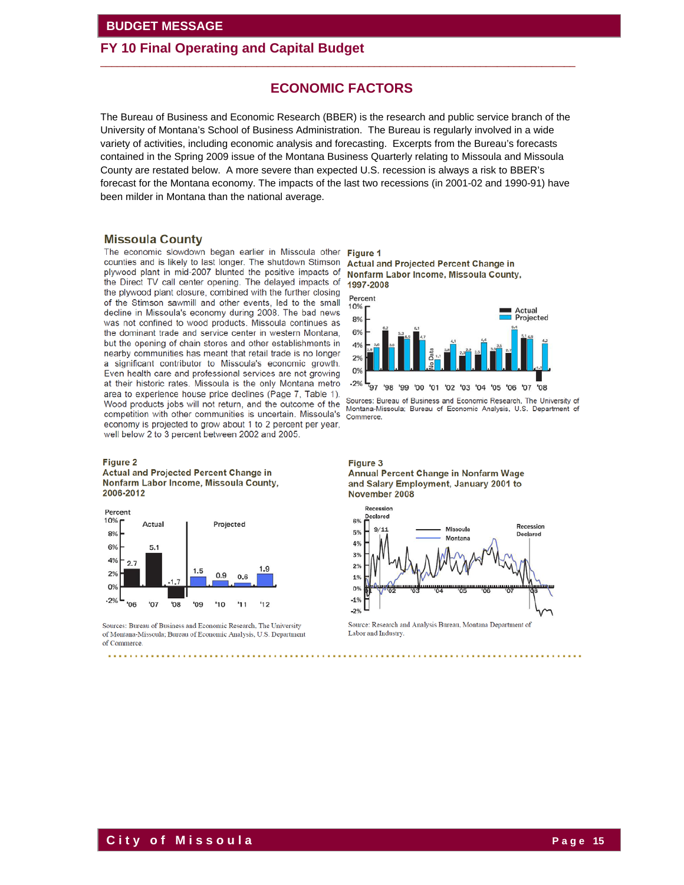## FY 10 Final Operating and Capital Budget

# ECONOMIC FACTORS

The Bureau of Business and Economic Research (BBER) is the research and public service branch of the University of Montana's School of Business Administration. The Bureau is regularly involved in a wide variety of activities, including economic analysis and forecasting. Excerpts from the Bureau's forecasts contained in the Spring 2009 issue of the Montana Business Quarterly relating to Missoula and Missoula County are restated below. A more severe than expected U.S. recession is always a risk to BBER's forecast for the Montana economy. The impacts of the last two recessions (in 2001-02 and 1990-91) have been milder in Montana than the national average.

## Missoula County

The economic slowdown began earlier in Missoula other counties and is likely to last longer. The shutdown Stimson plywood plant in mid-2007 blunted the positive impacts of the Direct TV call center opening. The delayed impacts of the plywood plant closure, combined with the further closing of the Stimson sawmill and other events, led to the small decline in Missoula's economy during 2008. The bad news was not confined to wood products. Missoula continues as the dominant trade and service center in western Montana, but the opening of chain stores and other establishments in nearby communities has meant that retail trade is no longer a significant contributor to Missoula's economic growth. Even health care and professional services are not growing at their historic rates. Missoula is the only Montana metro area to experience house price declines (Page 7, Table 1). Wood products jobs will not return, and the outcome of the competition with other communities is uncertain. Missoula's economy is projected to grow about 1 to 2 percent per year, well below 2 to 3 percent between 2002 and 2005.

**Figure 1**
**Actual and Projected Percent Change in Nonfarm Labor Income, Missoula County, 1997-2008**

Sources: Bureau of Business and Economic Research, The University of Montana-Missoula; Bureau of Economic Analysis, U.S. Department of Commerce.

**Figure 2**
**Actual and Projected Percent Change in Nonfarm Labor Income, Missoula County, 2006-2012**

| | '06 | '07 | '08 | '09 | '10 | '11 | '12 |
|---|---|---|---|---|---|---|---|
| Percent | 2.7 | 5.1 | -1.7 | 1.5 | 0.9 | 0.6 | 1.9 |

Actual: '06–'08; Projected: '09–'12

Sources: Bureau of Business and Economic Research, The University of Montana-Missoula; Bureau of Economic Analysis, U.S. Department of Commerce.

**Figure 3**
**Annual Percent Change in Nonfarm Wage and Salary Employment, January 2001 to November 2008**

Source: Research and Analysis Bureau, Montana Department of Labor and Industry.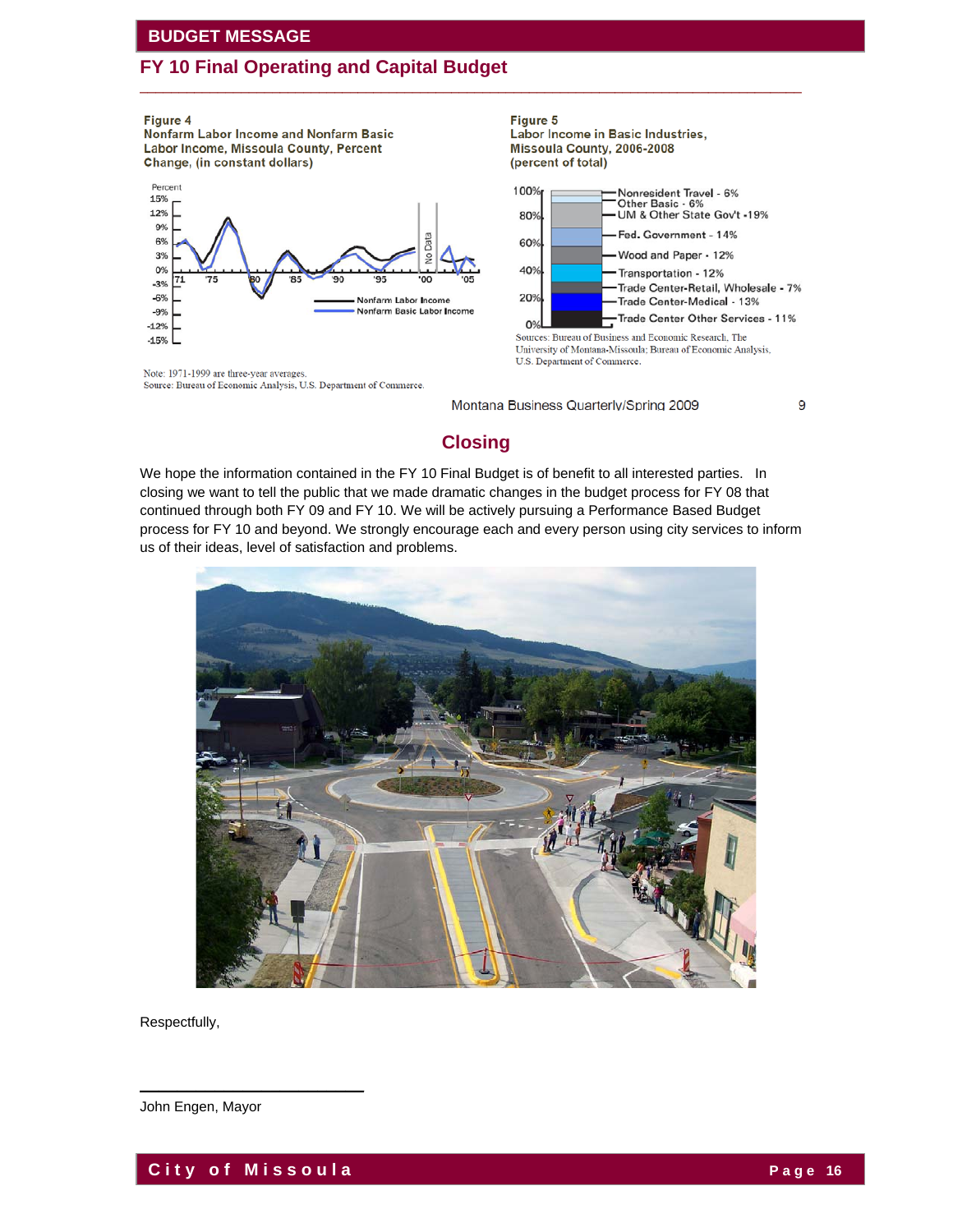## FY 10 Final Operating and Capital Budget

**Figure 4**
**Nonfarm Labor Income and Nonfarm Basic Labor Income, Missoula County, Percent Change, (in constant dollars)**

Percent
15%
12%
9%
6%
3%
0%
-3%
-6%
-9%
-12%
-15%
71
'75
'80
'85
'90
'95
'00
'05
No Data
Nonfarm Labor Income
Nonfarm Basic Labor Income

Note: 1971-1999 are three-year averages.
Source: Bureau of Economic Analysis, U.S. Department of Commerce.

**Figure 5**
**Labor Income in Basic Industries, Missoula County, 2006-2008 (percent of total)**

100%
80%
60%
40%
20%
0%
Nonresident Travel - 6%
Other Basic - 6%
UM & Other State Gov't - 19%
Fed. Government - 14%
Wood and Paper - 12%
Transportation - 12%
Trade Center-Retail, Wholesale - 7%
Trade Center-Medical - 13%
Trade Center Other Services - 11%

Sources: Bureau of Business and Economic Research, The University of Montana-Missoula; Bureau of Economic Analysis, U.S. Department of Commerce.

Montana Business Quarterly/Spring 2009 9

## Closing

We hope the information contained in the FY 10 Final Budget is of benefit to all interested parties. In closing we want to tell the public that we made dramatic changes in the budget process for FY 08 that continued through both FY 09 and FY 10. We will be actively pursuing a Performance Based Budget process for FY 10 and beyond. We strongly encourage each and every person using city services to inform us of their ideas, level of satisfaction and problems.

Respectfully,

John Engen, Mayor